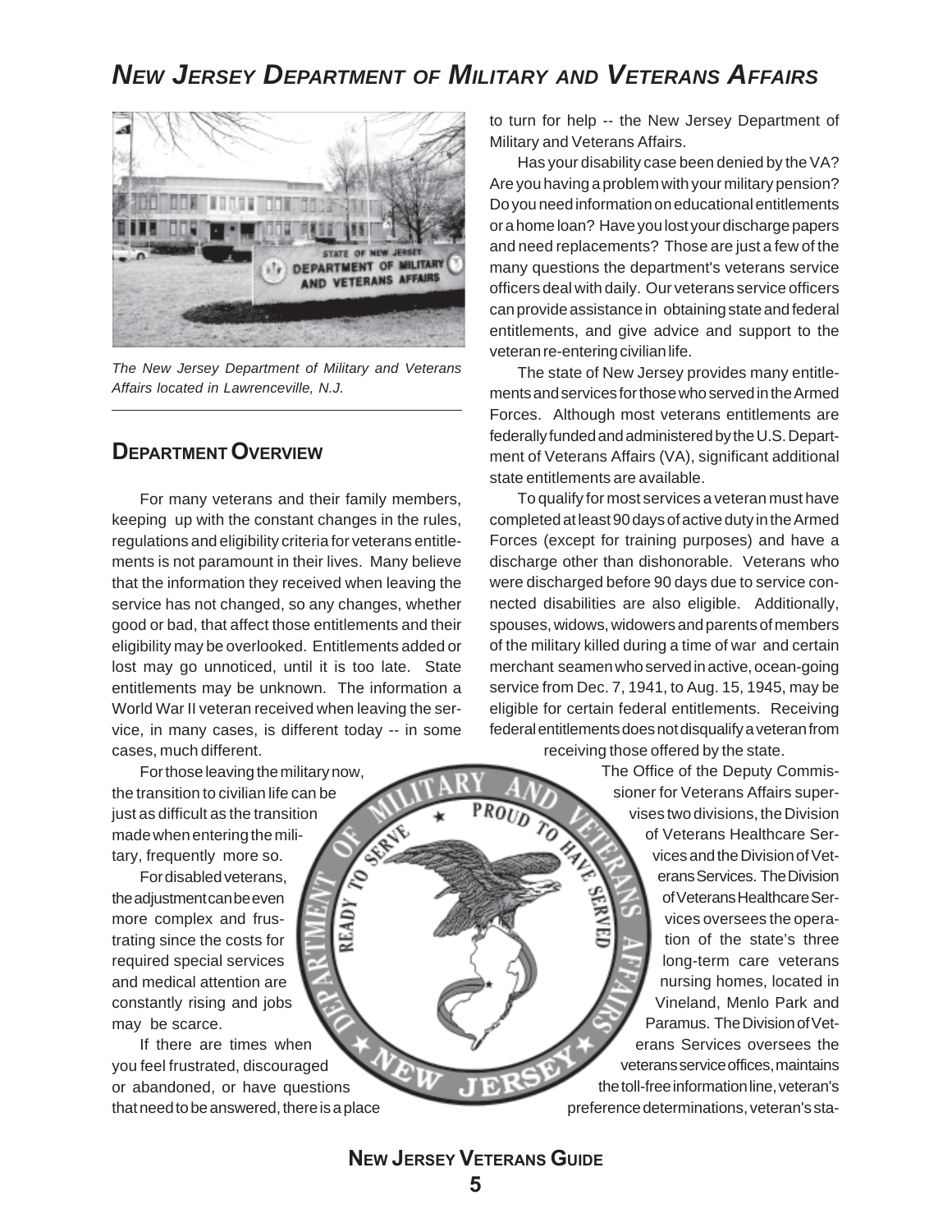# NEW JERSEY DEPARTMENT OF MILITARY AND VETERANS AFFAIRS

*The New Jersey Department of Military and Veterans Affairs located in Lawrenceville, N.J.*

## DEPARTMENT OVERVIEW

For many veterans and their family members, keeping up with the constant changes in the rules, regulations and eligibility criteria for veterans entitlements is not paramount in their lives. Many believe that the information they received when leaving the service has not changed, so any changes, whether good or bad, that affect those entitlements and their eligibility may be overlooked. Entitlements added or lost may go unnoticed, until it is too late. State entitlements may be unknown. The information a World War II veteran received when leaving the service, in many cases, is different today -- in some cases, much different.

For those leaving the military now, the transition to civilian life can be just as difficult as the transition made when entering the military, frequently more so.

For disabled veterans, the adjustment can be even more complex and frustrating since the costs for required special services and medical attention are constantly rising and jobs may be scarce.

If there are times when you feel frustrated, discouraged or abandoned, or have questions that need to be answered, there is a place to turn for help -- the New Jersey Department of Military and Veterans Affairs.

Has your disability case been denied by the VA? Are you having a problem with your military pension? Do you need information on educational entitlements or a home loan? Have you lost your discharge papers and need replacements? Those are just a few of the many questions the department's veterans service officers deal with daily. Our veterans service officers can provide assistance in obtaining state and federal entitlements, and give advice and support to the veteran re-entering civilian life.

The state of New Jersey provides many entitlements and services for those who served in the Armed Forces. Although most veterans entitlements are federally funded and administered by the U.S. Department of Veterans Affairs (VA), significant additional state entitlements are available.

To qualify for most services a veteran must have completed at least 90 days of active duty in the Armed Forces (except for training purposes) and have a discharge other than dishonorable. Veterans who were discharged before 90 days due to service connected disabilities are also eligible. Additionally, spouses, widows, widowers and parents of members of the military killed during a time of war and certain merchant seamen who served in active, ocean-going service from Dec. 7, 1941, to Aug. 15, 1945, may be eligible for certain federal entitlements. Receiving federal entitlements does not disqualify a veteran from receiving those offered by the state.

The Office of the Deputy Commissioner for Veterans Affairs supervises two divisions, the Division of Veterans Healthcare Services and the Division of Veterans Services. The Division of Veterans Healthcare Services oversees the operation of the state's three long-term care veterans nursing homes, located in Vineland, Menlo Park and Paramus. The Division of Veterans Services oversees the veterans service offices, maintains the toll-free information line, veteran's preference determinations, veteran's sta-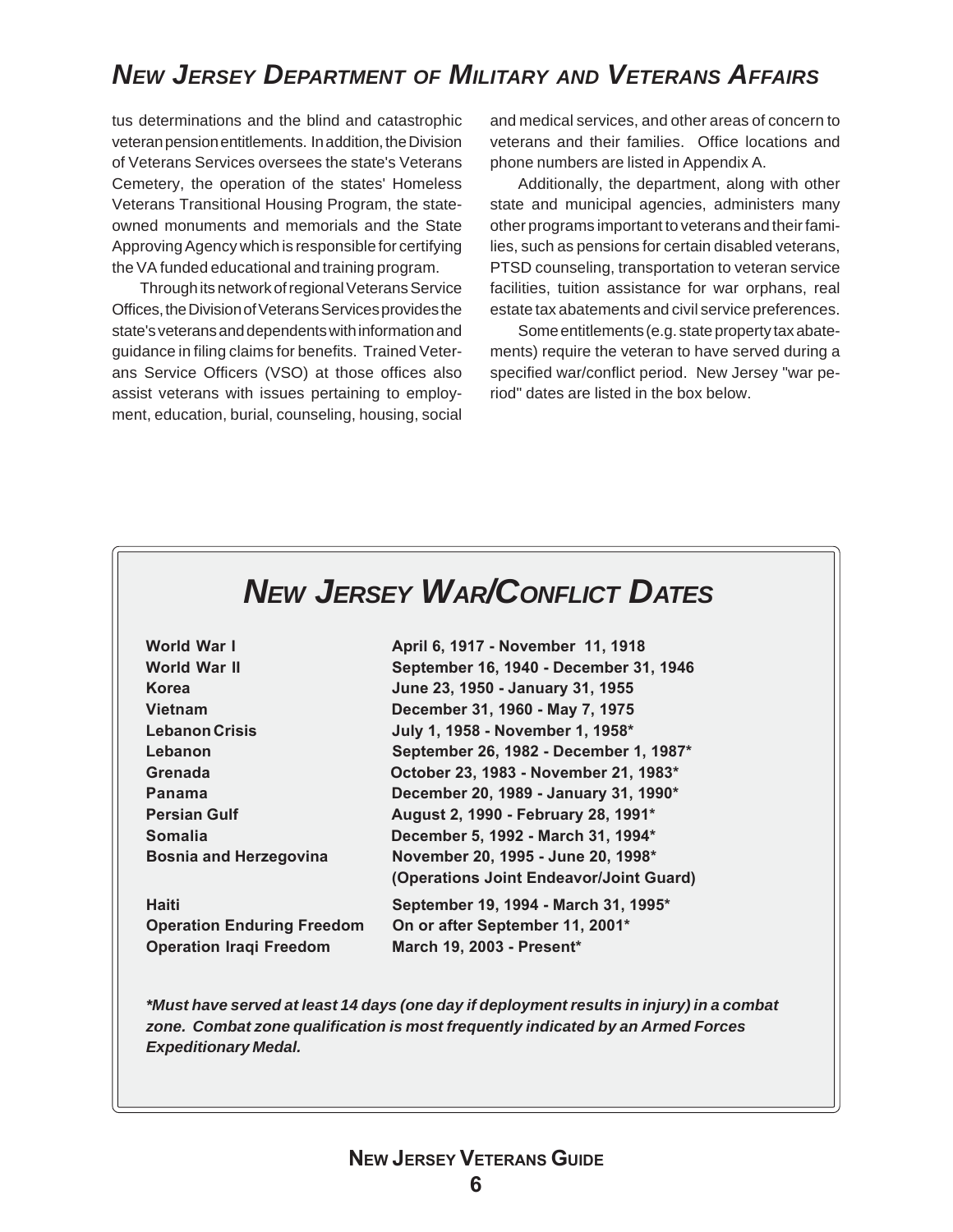tus determinations and the blind and catastrophic veteran pension entitlements. In addition, the Division of Veterans Services oversees the state's Veterans Cemetery, the operation of the states' Homeless Veterans Transitional Housing Program, the state-owned monuments and memorials and the State Approving Agency which is responsible for certifying the VA funded educational and training program.

Through its network of regional Veterans Service Offices, the Division of Veterans Services provides the state's veterans and dependents with information and guidance in filing claims for benefits. Trained Veterans Service Officers (VSO) at those offices also assist veterans with issues pertaining to employment, education, burial, counseling, housing, social and medical services, and other areas of concern to veterans and their families. Office locations and phone numbers are listed in Appendix A.

Additionally, the department, along with other state and municipal agencies, administers many other programs important to veterans and their families, such as pensions for certain disabled veterans, PTSD counseling, transportation to veteran service facilities, tuition assistance for war orphans, real estate tax abatements and civil service preferences.

Some entitlements (e.g. state property tax abatements) require the veteran to have served during a specified war/conflict period. New Jersey "war period" dates are listed in the box below.

## New Jersey War/Conflict Dates

| | |
|---|---|
| **World War I** | **April 6, 1917 - November 11, 1918** |
| **World War II** | **September 16, 1940 - December 31, 1946** |
| **Korea** | **June 23, 1950 - January 31, 1955** |
| **Vietnam** | **December 31, 1960 - May 7, 1975** |
| **Lebanon Crisis** | **July 1, 1958 - November 1, 1958*** |
| **Lebanon** | **September 26, 1982 - December 1, 1987*** |
| **Grenada** | **October 23, 1983 - November 21, 1983*** |
| **Panama** | **December 20, 1989 - January 31, 1990*** |
| **Persian Gulf** | **August 2, 1990 - February 28, 1991*** |
| **Somalia** | **December 5, 1992 - March 31, 1994*** |
| **Bosnia and Herzegovina** | **November 20, 1995 - June 20, 1998* (Operations Joint Endeavor/Joint Guard)** |
| **Haiti** | **September 19, 1994 - March 31, 1995*** |
| **Operation Enduring Freedom** | **On or after September 11, 2001*** |
| **Operation Iraqi Freedom** | **March 19, 2003 - Present*** |

***Must have served at least 14 days (one day if deployment results in injury) in a combat zone. Combat zone qualification is most frequently indicated by an Armed Forces Expeditionary Medal.***